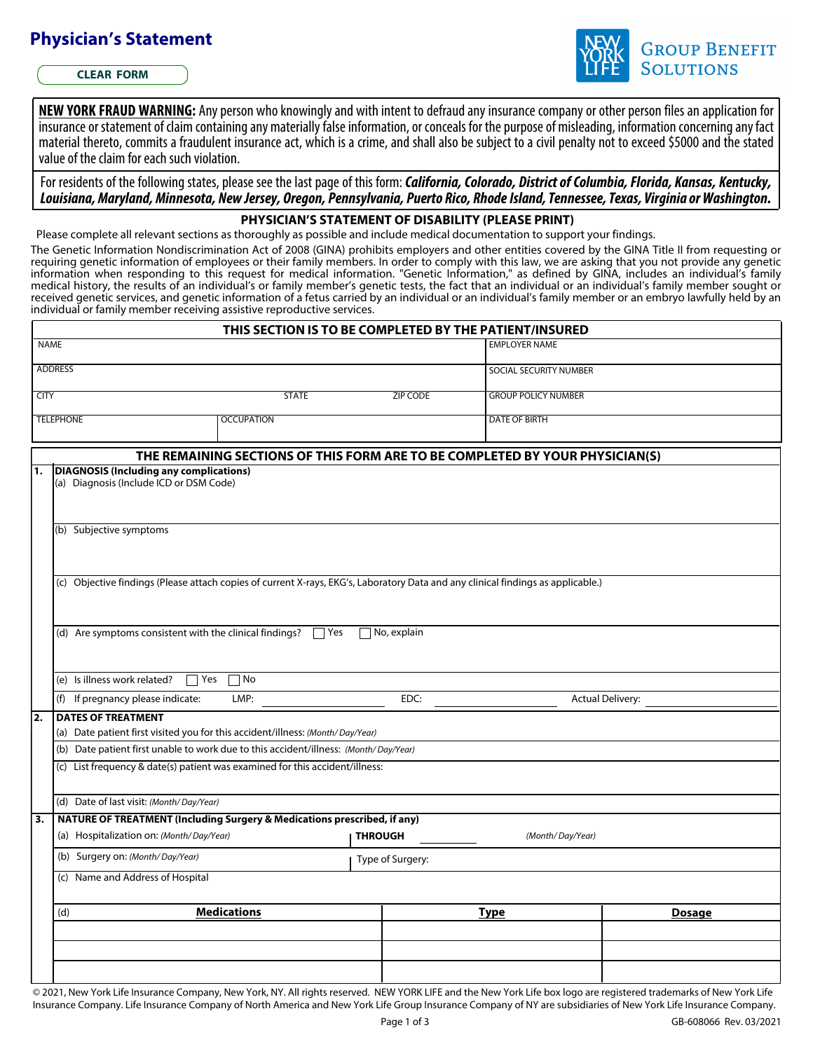# Physician's Statement

CLEAR FORM

NEW YORK LIFE GROUP BENEFIT SOLUTIONS

**NEW YORK FRAUD WARNING:** Any person who knowingly and with intent to defraud any insurance company or other person files an application for insurance or statement of claim containing any materially false information, or conceals for the purpose of misleading, information concerning any fact material thereto, commits a fraudulent insurance act, which is a crime, and shall also be subject to a civil penalty not to exceed $5000 and the stated value of the claim for each such violation.

For residents of the following states, please see the last page of this form: ***California, Colorado, District of Columbia, Florida, Kansas, Kentucky, Louisiana, Maryland, Minnesota, New Jersey, Oregon, Pennsylvania, Puerto Rico, Rhode Island, Tennessee, Texas, Virginia or Washington.***

## PHYSICIAN'S STATEMENT OF DISABILITY (PLEASE PRINT)

Please complete all relevant sections as thoroughly as possible and include medical documentation to support your findings.

The Genetic Information Nondiscrimination Act of 2008 (GINA) prohibits employers and other entities covered by the GINA Title II from requesting or requiring genetic information of employees or their family members. In order to comply with this law, we are asking that you not provide any genetic information when responding to this request for medical information. "Genetic Information," as defined by GINA, includes an individual's family medical history, the results of an individual's or family member's genetic tests, the fact that an individual or an individual's family member sought or received genetic services, and genetic information of a fetus carried by an individual or an individual's family member or an embryo lawfully held by an individual or family member receiving assistive reproductive services.

### THIS SECTION IS TO BE COMPLETED BY THE PATIENT/INSURED

| | | | |
|---|---|---|---|
| NAME | | | EMPLOYER NAME |
| ADDRESS | | | SOCIAL SECURITY NUMBER |
| CITY | STATE | ZIP CODE | GROUP POLICY NUMBER |
| TELEPHONE | OCCUPATION | | DATE OF BIRTH |

### THE REMAINING SECTIONS OF THIS FORM ARE TO BE COMPLETED BY YOUR PHYSICIAN(S)

**1. DIAGNOSIS (Including any complications)**

(a) Diagnosis (Include ICD or DSM Code)

(b) Subjective symptoms

(c) Objective findings (Please attach copies of current X-rays, EKG's, Laboratory Data and any clinical findings as applicable.)

(d) Are symptoms consistent with the clinical findings? ☐ Yes ☐ No, explain

(e) Is illness work related? ☐ Yes ☐ No

(f) If pregnancy please indicate: LMP: ________ EDC: ________ Actual Delivery: ________

**2. DATES OF TREATMENT**

(a) Date patient first visited you for this accident/illness: *(Month/ Day/Year)*

(b) Date patient first unable to work due to this accident/illness: *(Month/ Day/Year)*

(c) List frequency & date(s) patient was examined for this accident/illness:

(d) Date of last visit: *(Month/ Day/Year)*

**3. NATURE OF TREATMENT (Including Surgery & Medications prescribed, if any)**

(a) Hospitalization on: *(Month/ Day/Year)* **THROUGH** ________ *(Month/ Day/Year)*

(b) Surgery on: *(Month/ Day/Year)* Type of Surgery:

(c) Name and Address of Hospital

(d)

| Medications | Type | Dosage |
|---|---|---|
| | | |
| | | |
| | | |

© 2021, New York Life Insurance Company, New York, NY. All rights reserved. NEW YORK LIFE and the New York Life box logo are registered trademarks of New York Life Insurance Company. Life Insurance Company of North America and New York Life Group Insurance Company of NY are subsidiaries of New York Life Insurance Company.

GB-608066 Rev. 03/2021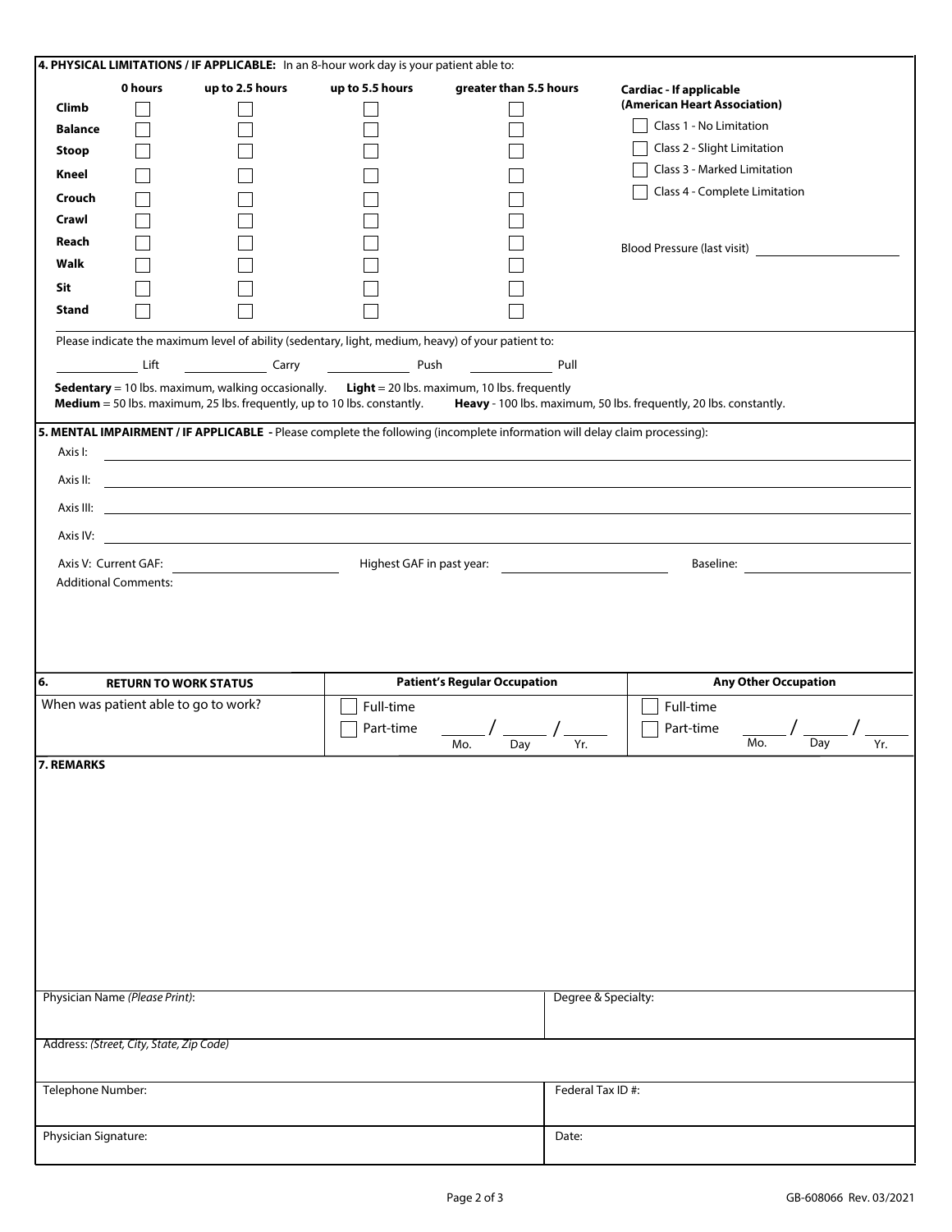**4. PHYSICAL LIMITATIONS / IF APPLICABLE:** In an 8-hour work day is your patient able to:

| | 0 hours | up to 2.5 hours | up to 5.5 hours | greater than 5.5 hours |
|---|---|---|---|---|
| **Climb** | ☐ | ☐ | ☐ | ☐ |
| **Balance** | ☐ | ☐ | ☐ | ☐ |
| **Stoop** | ☐ | ☐ | ☐ | ☐ |
| **Kneel** | ☐ | ☐ | ☐ | ☐ |
| **Crouch** | ☐ | ☐ | ☐ | ☐ |
| **Crawl** | ☐ | ☐ | ☐ | ☐ |
| **Reach** | ☐ | ☐ | ☐ | ☐ |
| **Walk** | ☐ | ☐ | ☐ | ☐ |
| **Sit** | ☐ | ☐ | ☐ | ☐ |
| **Stand** | ☐ | ☐ | ☐ | ☐ |

**Cardiac - If applicable (American Heart Association)**

- ☐ Class 1 - No Limitation
- ☐ Class 2 - Slight Limitation
- ☐ Class 3 - Marked Limitation
- ☐ Class 4 - Complete Limitation

Blood Pressure (last visit) ____________

Please indicate the maximum level of ability (sedentary, light, medium, heavy) of your patient to:

________ Lift ________ Carry ________ Push ________ Pull

**Sedentary** = 10 lbs. maximum, walking occasionally. **Light** = 20 lbs. maximum, 10 lbs. frequently
**Medium** = 50 lbs. maximum, 25 lbs. frequently, up to 10 lbs. constantly. **Heavy** - 100 lbs. maximum, 50 lbs. frequently, 20 lbs. constantly.

**5. MENTAL IMPAIRMENT / IF APPLICABLE -** Please complete the following (incomplete information will delay claim processing):

Axis I: ____________

Axis II: ____________

Axis III: ____________

Axis IV: ____________

Axis V: Current GAF: ____________ Highest GAF in past year: ____________ Baseline: ____________

Additional Comments:

| **6. RETURN TO WORK STATUS** | **Patient's Regular Occupation** | **Any Other Occupation** |
|---|---|---|
| When was patient able to go to work? | ☐ Full-time<br>☐ Part-time ____/____/____ (Mo. Day Yr.) | ☐ Full-time<br>☐ Part-time ____/____/____ (Mo. Day Yr.) |

**7. REMARKS**

| Physician Name *(Please Print)*: | Degree & Specialty: |
|---|---|
| Address: *(Street, City, State, Zip Code)* | |
| Telephone Number: | Federal Tax ID #: |
| Physician Signature: | Date: |

GB-608066 Rev. 03/2021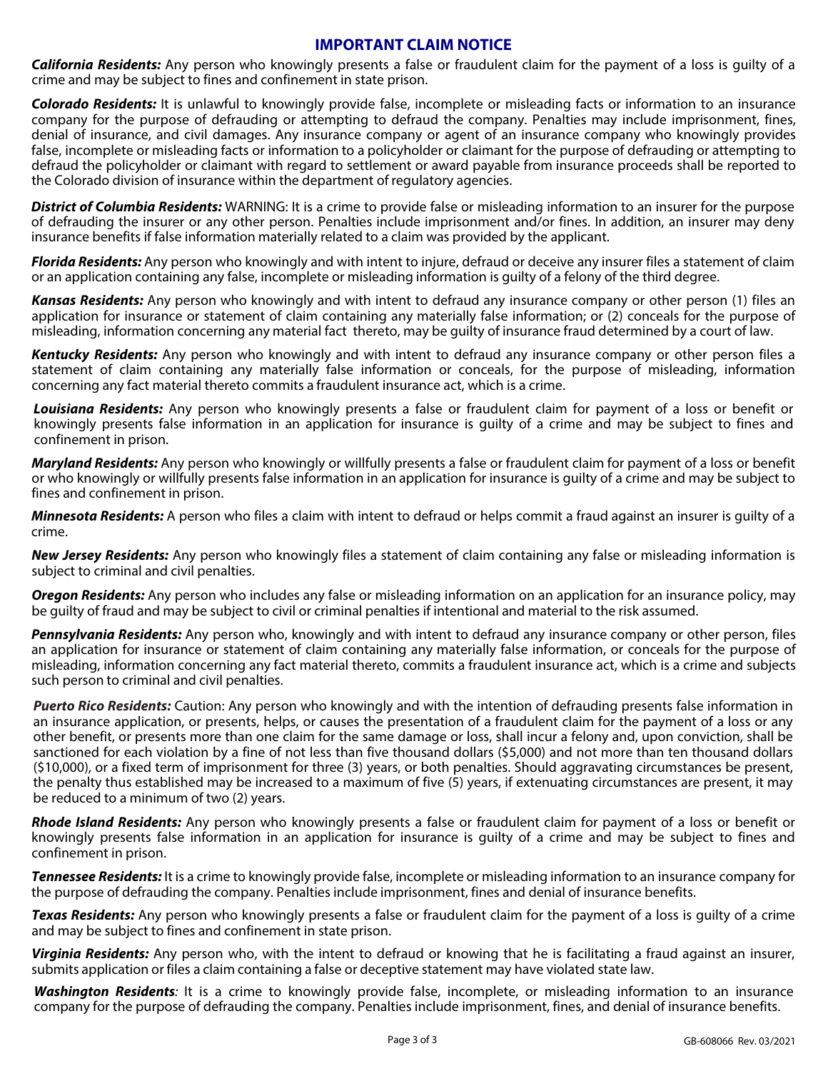## IMPORTANT CLAIM NOTICE

***California Residents:*** Any person who knowingly presents a false or fraudulent claim for the payment of a loss is guilty of a crime and may be subject to fines and confinement in state prison.

***Colorado Residents:*** It is unlawful to knowingly provide false, incomplete or misleading facts or information to an insurance company for the purpose of defrauding or attempting to defraud the company. Penalties may include imprisonment, fines, denial of insurance, and civil damages. Any insurance company or agent of an insurance company who knowingly provides false, incomplete or misleading facts or information to a policyholder or claimant for the purpose of defrauding or attempting to defraud the policyholder or claimant with regard to settlement or award payable from insurance proceeds shall be reported to the Colorado division of insurance within the department of regulatory agencies.

***District of Columbia Residents:*** WARNING: It is a crime to provide false or misleading information to an insurer for the purpose of defrauding the insurer or any other person. Penalties include imprisonment and/or fines. In addition, an insurer may deny insurance benefits if false information materially related to a claim was provided by the applicant.

***Florida Residents:*** Any person who knowingly and with intent to injure, defraud or deceive any insurer files a statement of claim or an application containing any false, incomplete or misleading information is guilty of a felony of the third degree.

***Kansas Residents:*** Any person who knowingly and with intent to defraud any insurance company or other person (1) files an application for insurance or statement of claim containing any materially false information; or (2) conceals for the purpose of misleading, information concerning any material fact thereto, may be guilty of insurance fraud determined by a court of law.

***Kentucky Residents:*** Any person who knowingly and with intent to defraud any insurance company or other person files a statement of claim containing any materially false information or conceals, for the purpose of misleading, information concerning any fact material thereto commits a fraudulent insurance act, which is a crime.

***Louisiana Residents:*** Any person who knowingly presents a false or fraudulent claim for payment of a loss or benefit or knowingly presents false information in an application for insurance is guilty of a crime and may be subject to fines and confinement in prison.

***Maryland Residents:*** Any person who knowingly or willfully presents a false or fraudulent claim for payment of a loss or benefit or who knowingly or willfully presents false information in an application for insurance is guilty of a crime and may be subject to fines and confinement in prison.

***Minnesota Residents:*** A person who files a claim with intent to defraud or helps commit a fraud against an insurer is guilty of a crime.

***New Jersey Residents:*** Any person who knowingly files a statement of claim containing any false or misleading information is subject to criminal and civil penalties.

***Oregon Residents:*** Any person who includes any false or misleading information on an application for an insurance policy, may be guilty of fraud and may be subject to civil or criminal penalties if intentional and material to the risk assumed.

***Pennsylvania Residents:*** Any person who, knowingly and with intent to defraud any insurance company or other person, files an application for insurance or statement of claim containing any materially false information, or conceals for the purpose of misleading, information concerning any fact material thereto, commits a fraudulent insurance act, which is a crime and subjects such person to criminal and civil penalties.

***Puerto Rico Residents:*** Caution: Any person who knowingly and with the intention of defrauding presents false information in an insurance application, or presents, helps, or causes the presentation of a fraudulent claim for the payment of a loss or any other benefit, or presents more than one claim for the same damage or loss, shall incur a felony and, upon conviction, shall be sanctioned for each violation by a fine of not less than five thousand dollars ($5,000) and not more than ten thousand dollars ($10,000), or a fixed term of imprisonment for three (3) years, or both penalties. Should aggravating circumstances be present, the penalty thus established may be increased to a maximum of five (5) years, if extenuating circumstances are present, it may be reduced to a minimum of two (2) years.

***Rhode Island Residents:*** Any person who knowingly presents a false or fraudulent claim for payment of a loss or benefit or knowingly presents false information in an application for insurance is guilty of a crime and may be subject to fines and confinement in prison.

***Tennessee Residents:*** It is a crime to knowingly provide false, incomplete or misleading information to an insurance company for the purpose of defrauding the company. Penalties include imprisonment, fines and denial of insurance benefits.

***Texas Residents:*** Any person who knowingly presents a false or fraudulent claim for the payment of a loss is guilty of a crime and may be subject to fines and confinement in state prison.

***Virginia Residents:*** Any person who, with the intent to defraud or knowing that he is facilitating a fraud against an insurer, submits application or files a claim containing a false or deceptive statement may have violated state law.

***Washington Residents:*** It is a crime to knowingly provide false, incomplete, or misleading information to an insurance company for the purpose of defrauding the company. Penalties include imprisonment, fines, and denial of insurance benefits.

GB-608066 Rev. 03/2021